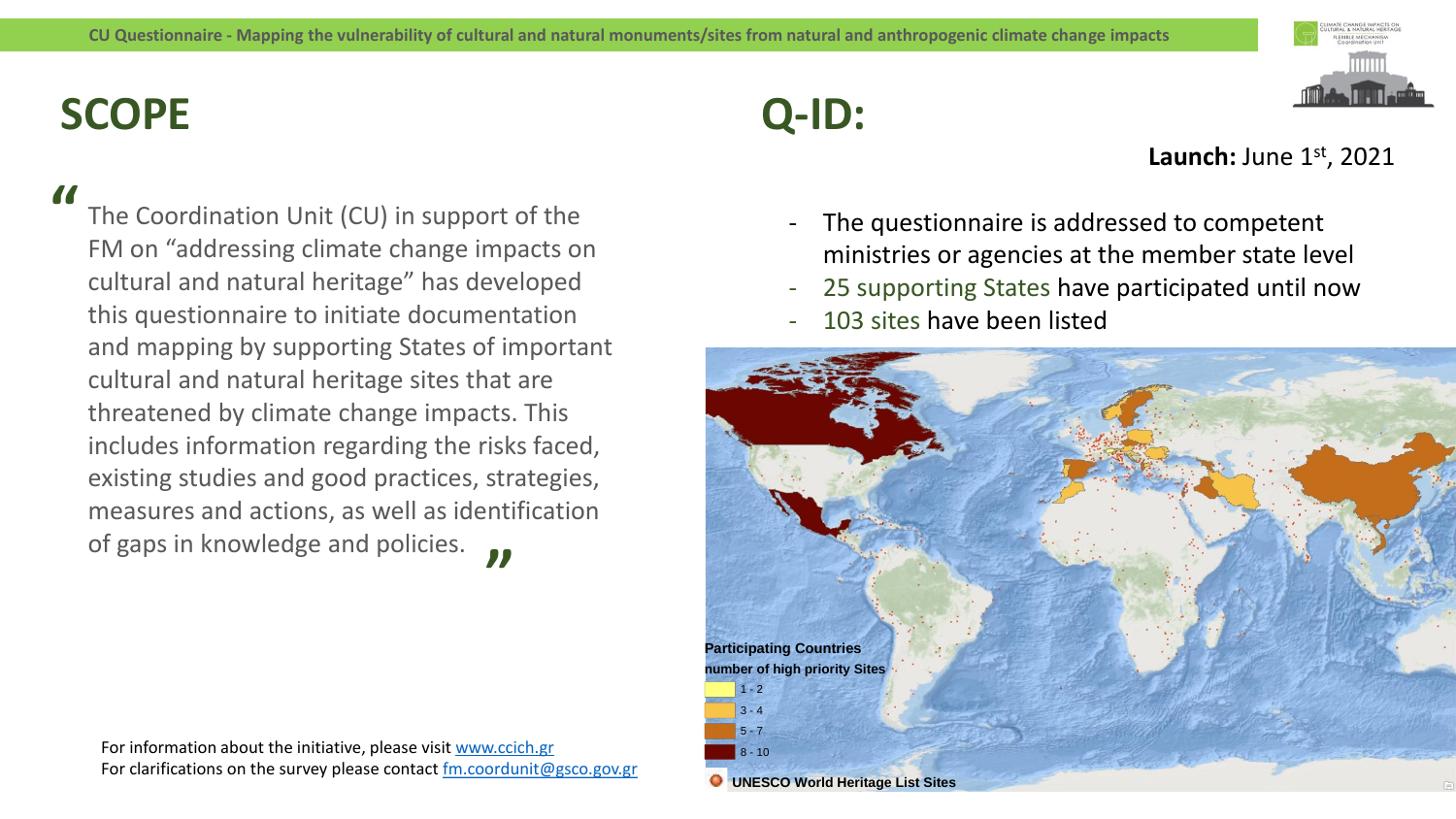CU Questionnaire - Mapping the vulnerability of cultural and natural monuments/sites from natural and anthropogenic climate change impacts

# SCOPE

> "The Coordination Unit (CU) in support of the FM on "addressing climate change impacts on cultural and natural heritage" has developed this questionnaire to initiate documentation and mapping by supporting States of important cultural and natural heritage sites that are threatened by climate change impacts. This includes information regarding the risks faced, existing studies and good practices, strategies, measures and actions, as well as identification of gaps in knowledge and policies."

For information about the initiative, please visit www.ccich.gr
For clarifications on the survey please contact fm.coordunit@gsco.gov.gr

# Q-ID:

**Launch:** June 1st, 2021

- The questionnaire is addressed to competent ministries or agencies at the member state level
- 25 supporting States have participated until now
- 103 sites have been listed

**Participating Countries number of high priority Sites**

- 1 - 2
- 3 - 4
- 5 - 7
- 8 - 10

UNESCO World Heritage List Sites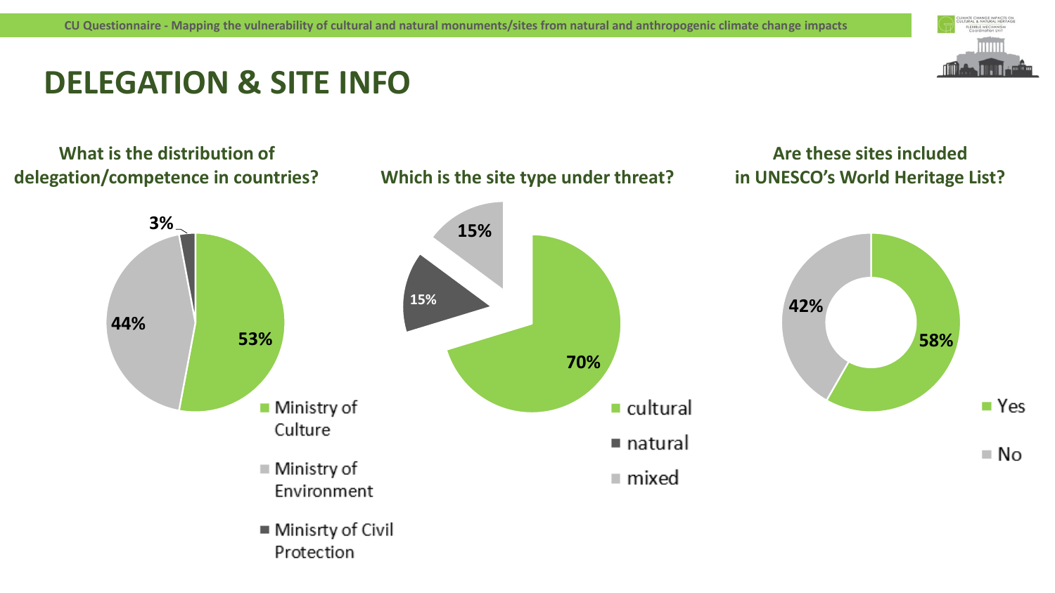# DELEGATION & SITE INFO

### What is the distribution of delegation/competence in countries?

- Ministry of Culture: 53%
- Ministry of Environment: 44%
- Minisrty of Civil Protection: 3%

### Which is the site type under threat?

- cultural: 70%
- natural: 15%
- mixed: 15%

### Are these sites included in UNESCO's World Heritage List?

- Yes: 58%
- No: 42%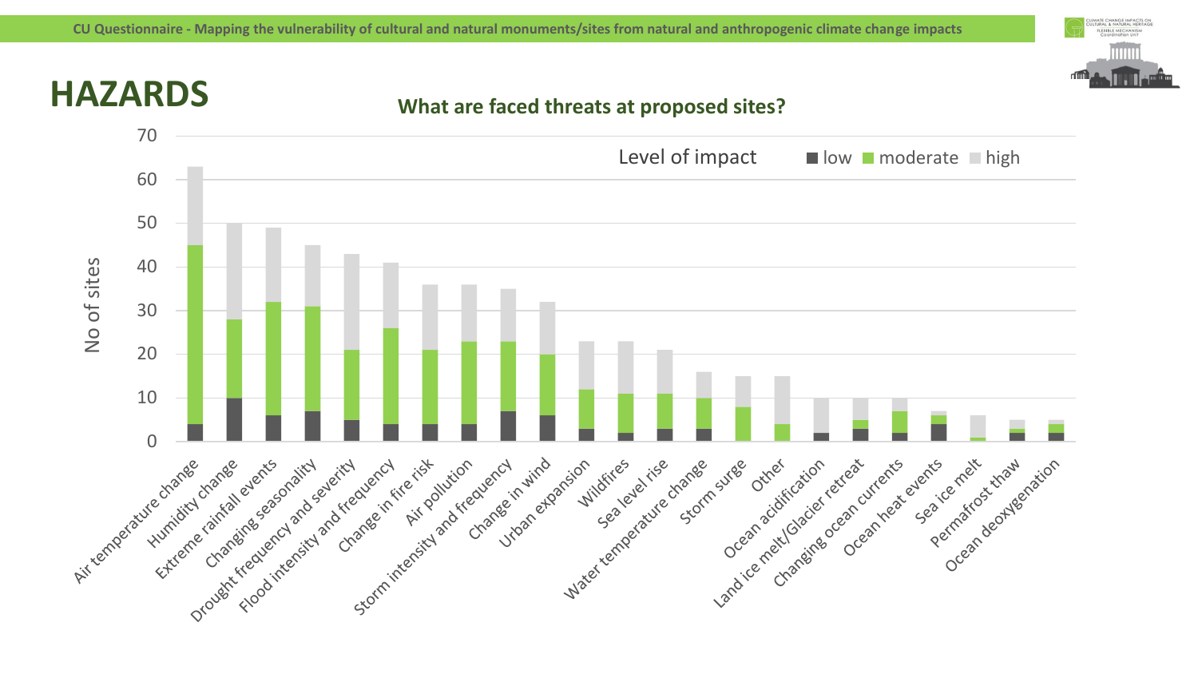# HAZARDS

**What are faced threats at proposed sites?**

Level of impact: low, moderate, high

No of sites

| Hazard | low | moderate | high | Total |
|---|---|---|---|---|
| Air temperature change | 4 | 41 | 18 | 63 |
| Humidity change | 10 | 18 | 22 | 50 |
| Extreme rainfall events | 6 | 26 | 17 | 49 |
| Changing seasonality | 7 | 24 | 14 | 45 |
| Drought frequency and severity | 5 | 16 | 22 | 43 |
| Flood intensity and frequency | 4 | 22 | 15 | 41 |
| Change in fire risk | 4 | 17 | 15 | 36 |
| Air pollution | 4 | 19 | 13 | 36 |
| Storm intensity and frequency | 7 | 16 | 12 | 35 |
| Change in wind | 6 | 14 | 12 | 32 |
| Urban expansion | 3 | 9 | 11 | 23 |
| Wildfires | 2 | 9 | 12 | 23 |
| Sea level rise | 3 | 8 | 10 | 21 |
| Water temperature change | 3 | 7 | 6 | 16 |
| Storm surge | 0 | 8 | 7 | 15 |
| Other | 0 | 4 | 11 | 15 |
| Ocean acidification | 2 | 0 | 8 | 10 |
| Land ice melt/Glacier retreat | 3 | 2 | 5 | 10 |
| Changing ocean currents | 2 | 5 | 3 | 10 |
| Ocean heat events | 4 | 2 | 1 | 7 |
| Sea ice melt | 0 | 1 | 5 | 6 |
| Permafrost thaw | 2 | 1 | 2 | 5 |
| Ocean deoxygenation | 2 | 2 | 1 | 5 |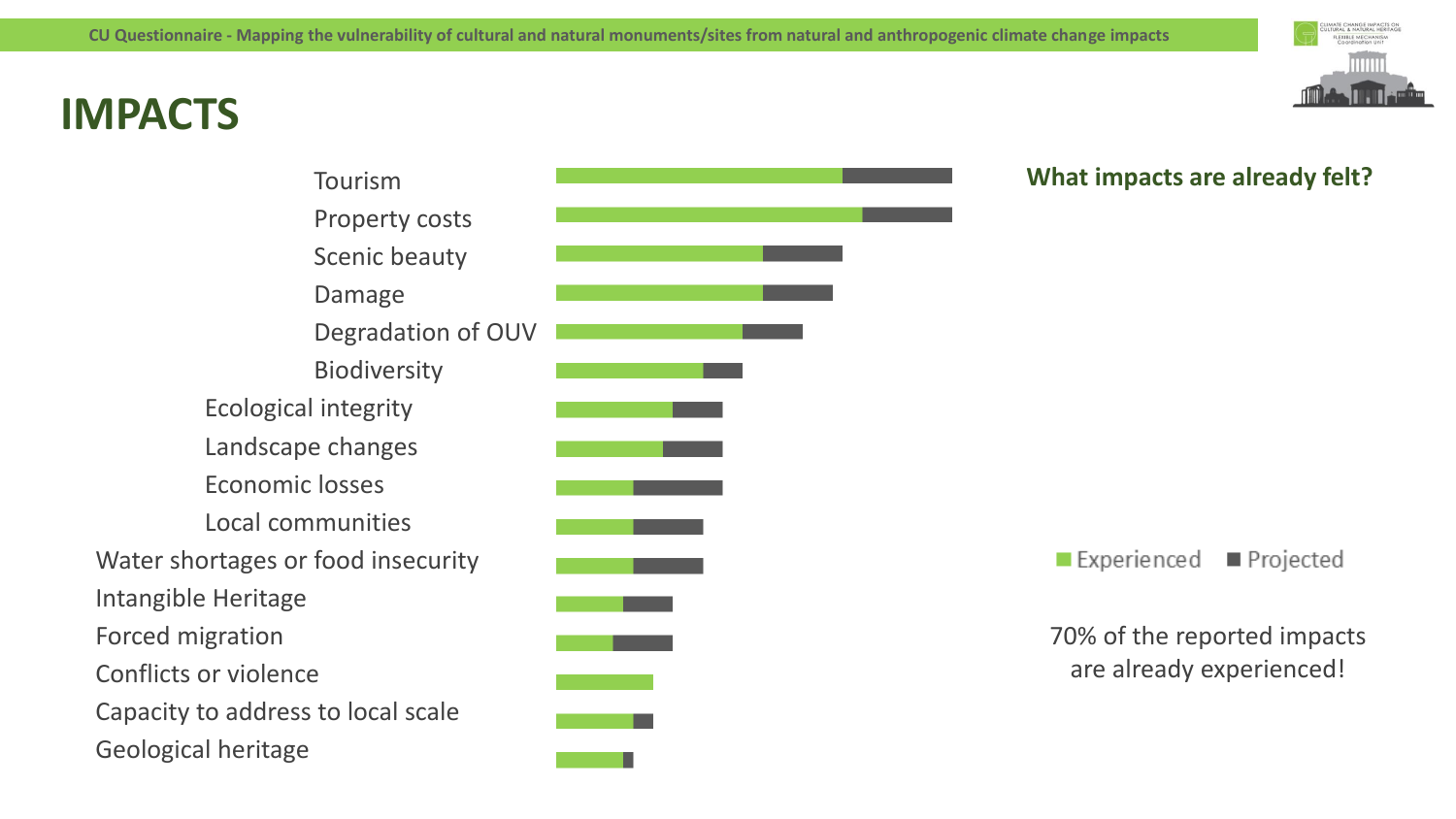# IMPACTS

**What impacts are already felt?**

- Tourism
- Property costs
- Scenic beauty
- Damage
- Degradation of OUV
- Biodiversity
- Ecological integrity
- Landscape changes
- Economic losses
- Local communities
- Water shortages or food insecurity
- Intangible Heritage
- Forced migration
- Conflicts or violence
- Capacity to address to local scale
- Geological heritage

Experienced ■ Projected

70% of the reported impacts are already experienced!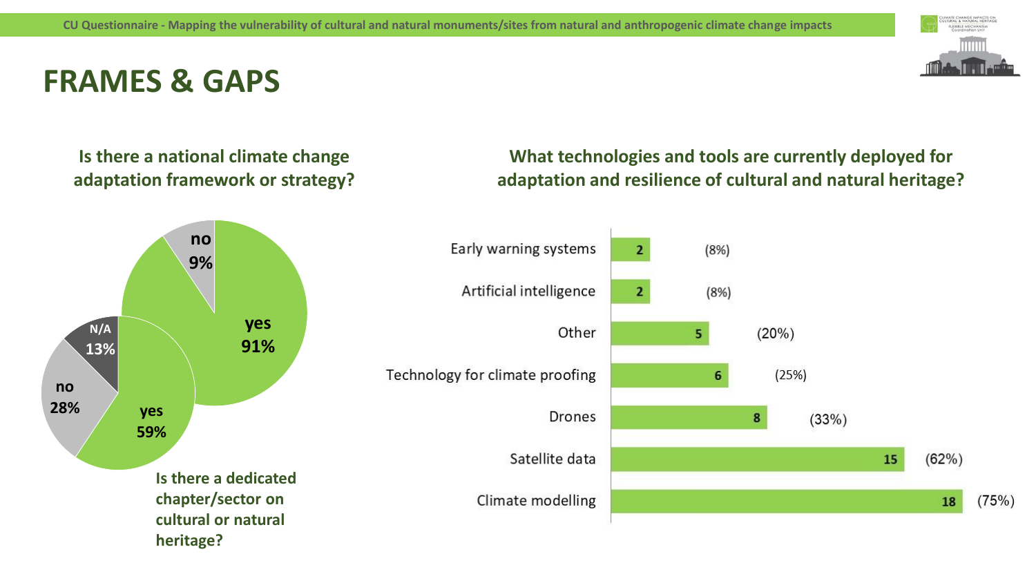# FRAMES & GAPS

### Is there a national climate change adaptation framework or strategy?

- yes 91%
- no 9%

**Is there a dedicated chapter/sector on cultural or natural heritage?**

- yes 59%
- no 28%
- N/A 13%

### What technologies and tools are currently deployed for adaptation and resilience of cultural and natural heritage?

| Technology/tool | Count | Percentage |
| --- | --- | --- |
| Early warning systems | 2 | (8%) |
| Artificial intelligence | 2 | (8%) |
| Other | 5 | (20%) |
| Technology for climate proofing | 6 | (25%) |
| Drones | 8 | (33%) |
| Satellite data | 15 | (62%) |
| Climate modelling | 18 | (75%) |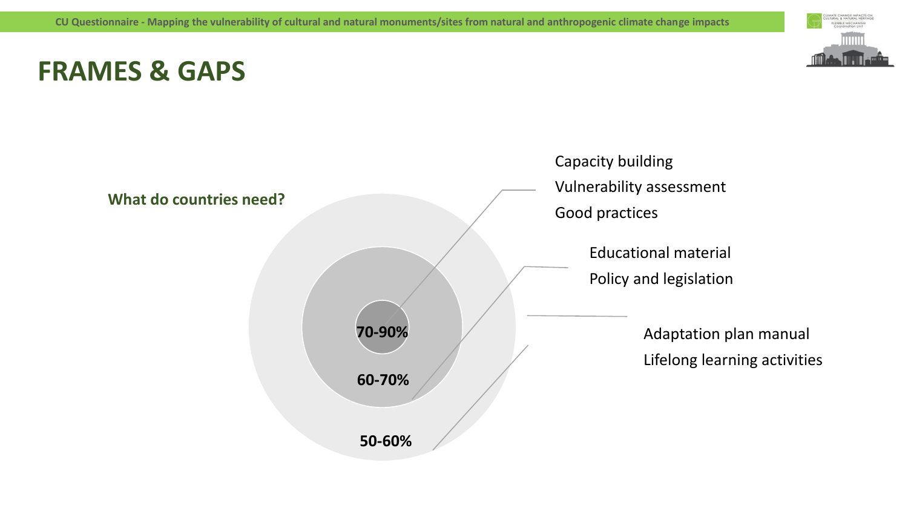# FRAMES & GAPS

**What do countries need?**

**70-90%**
- Capacity building
- Vulnerability assessment
- Good practices

**60-70%**
- Educational material
- Policy and legislation

**50-60%**
- Adaptation plan manual
- Lifelong learning activities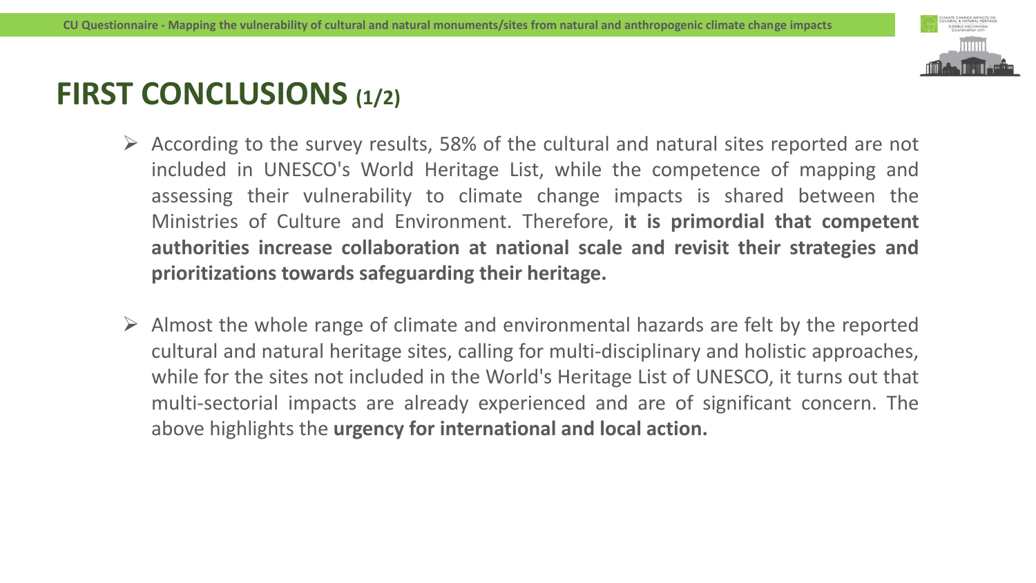# FIRST CONCLUSIONS (1/2)

- According to the survey results, 58% of the cultural and natural sites reported are not included in UNESCO's World Heritage List, while the competence of mapping and assessing their vulnerability to climate change impacts is shared between the Ministries of Culture and Environment. Therefore, **it is primordial that competent authorities increase collaboration at national scale and revisit their strategies and prioritizations towards safeguarding their heritage.**

- Almost the whole range of climate and environmental hazards are felt by the reported cultural and natural heritage sites, calling for multi-disciplinary and holistic approaches, while for the sites not included in the World's Heritage List of UNESCO, it turns out that multi-sectorial impacts are already experienced and are of significant concern. The above highlights the **urgency for international and local action.**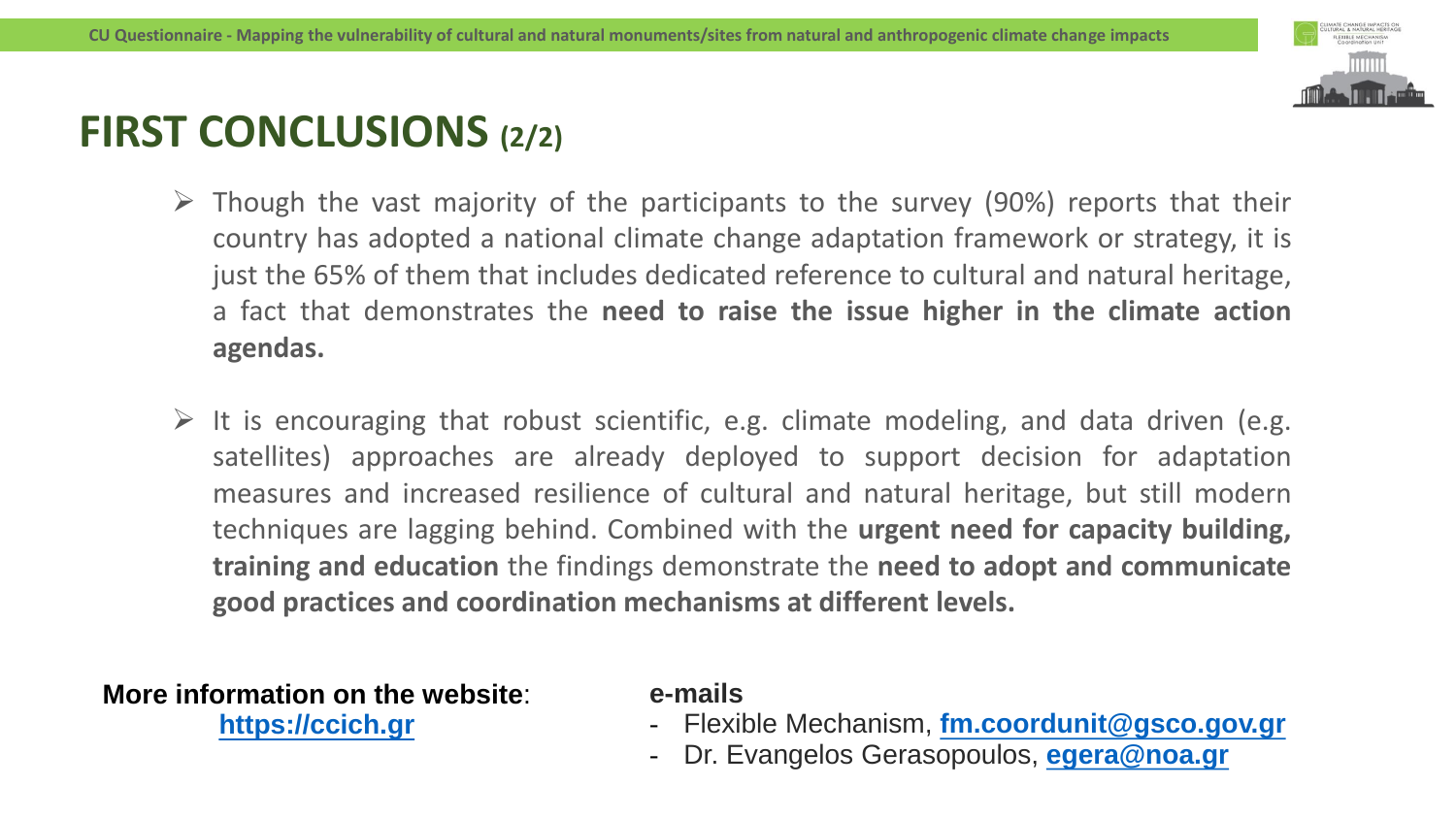# FIRST CONCLUSIONS (2/2)

- Though the vast majority of the participants to the survey (90%) reports that their country has adopted a national climate change adaptation framework or strategy, it is just the 65% of them that includes dedicated reference to cultural and natural heritage, a fact that demonstrates the **need to raise the issue higher in the climate action agendas.**

- It is encouraging that robust scientific, e.g. climate modeling, and data driven (e.g. satellites) approaches are already deployed to support decision for adaptation measures and increased resilience of cultural and natural heritage, but still modern techniques are lagging behind. Combined with the **urgent need for capacity building, training and education** the findings demonstrate the **need to adopt and communicate good practices and coordination mechanisms at different levels.**

**More information on the website**: **https://ccich.gr**

**e-mails**

- Flexible Mechanism, **fm.coordunit@gsco.gov.gr**
- Dr. Evangelos Gerasopoulos, **egera@noa.gr**